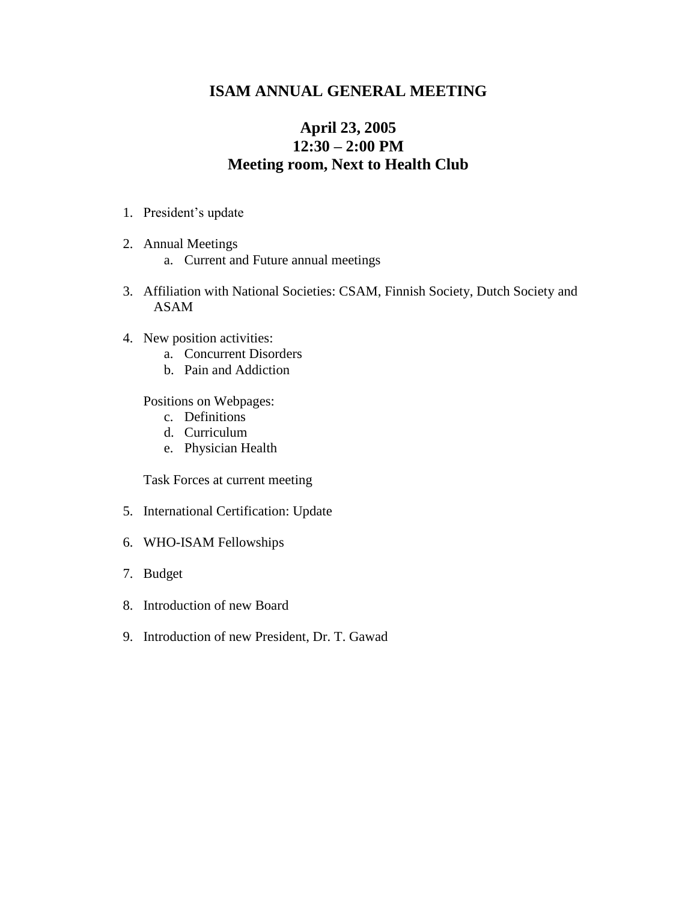# ISAM ANNUAL GENERAL MEETING

## April 23, 2005
## 12:30 – 2:00 PM
## Meeting room, Next to Health Club

1. President's update

2. Annual Meetings
    a. Current and Future annual meetings

3. Affiliation with National Societies: CSAM, Finnish Society, Dutch Society and ASAM

4. New position activities:
    a. Concurrent Disorders
    b. Pain and Addiction

    Positions on Webpages:
    c. Definitions
    d. Curriculum
    e. Physician Health

    Task Forces at current meeting

5. International Certification: Update

6. WHO-ISAM Fellowships

7. Budget

8. Introduction of new Board

9. Introduction of new President, Dr. T. Gawad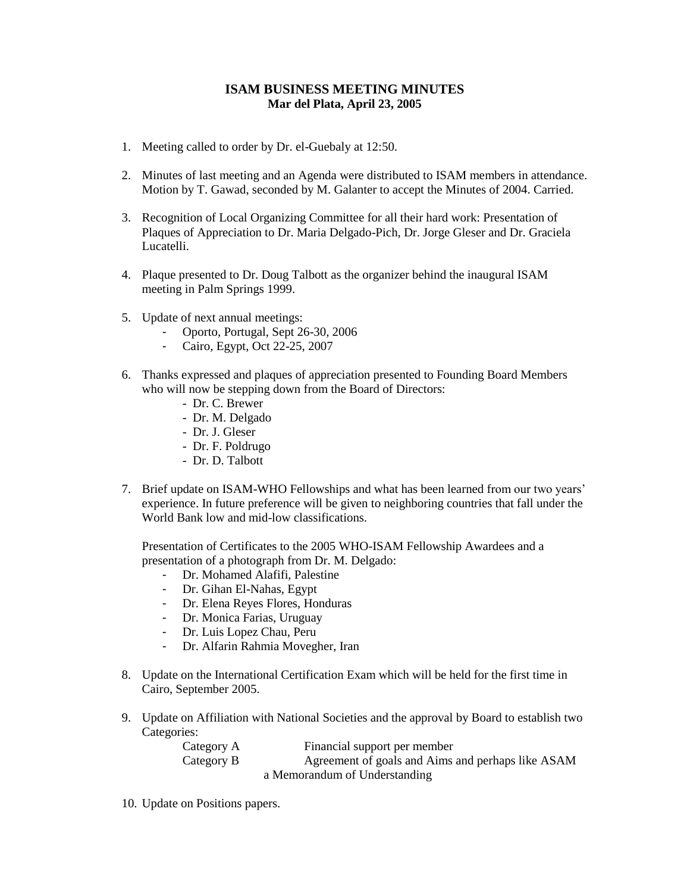**ISAM BUSINESS MEETING MINUTES**
**Mar del Plata, April 23, 2005**

1. Meeting called to order by Dr. el-Guebaly at 12:50.

2. Minutes of last meeting and an Agenda were distributed to ISAM members in attendance. Motion by T. Gawad, seconded by M. Galanter to accept the Minutes of 2004. Carried.

3. Recognition of Local Organizing Committee for all their hard work: Presentation of Plaques of Appreciation to Dr. Maria Delgado-Pich, Dr. Jorge Gleser and Dr. Graciela Lucatelli.

4. Plaque presented to Dr. Doug Talbott as the organizer behind the inaugural ISAM meeting in Palm Springs 1999.

5. Update of next annual meetings:
   - Oporto, Portugal, Sept 26-30, 2006
   - Cairo, Egypt, Oct 22-25, 2007

6. Thanks expressed and plaques of appreciation presented to Founding Board Members who will now be stepping down from the Board of Directors:
   - Dr. C. Brewer
   - Dr. M. Delgado
   - Dr. J. Gleser
   - Dr. F. Poldrugo
   - Dr. D. Talbott

7. Brief update on ISAM-WHO Fellowships and what has been learned from our two years' experience. In future preference will be given to neighboring countries that fall under the World Bank low and mid-low classifications.

   Presentation of Certificates to the 2005 WHO-ISAM Fellowship Awardees and a presentation of a photograph from Dr. M. Delgado:
   - Dr. Mohamed Alafifi, Palestine
   - Dr. Gihan El-Nahas, Egypt
   - Dr. Elena Reyes Flores, Honduras
   - Dr. Monica Farias, Uruguay
   - Dr. Luis Lopez Chau, Peru
   - Dr. Alfarin Rahmia Movegher, Iran

8. Update on the International Certification Exam which will be held for the first time in Cairo, September 2005.

9. Update on Affiliation with National Societies and the approval by Board to establish two Categories:

   Category A — Financial support per member
   Category B — Agreement of goals and Aims and perhaps like ASAM a Memorandum of Understanding

10. Update on Positions papers.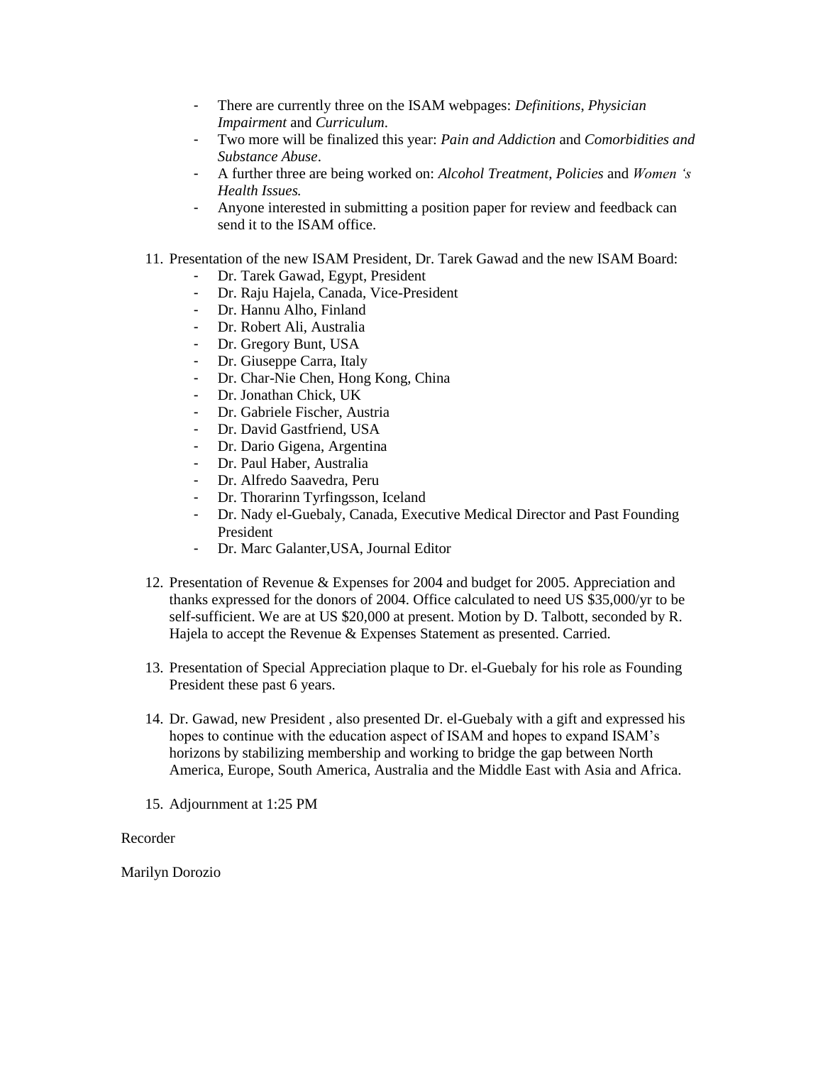- There are currently three on the ISAM webpages: *Definitions*, *Physician Impairment* and *Curriculum*.
- Two more will be finalized this year: *Pain and Addiction* and *Comorbidities and Substance Abuse*.
- A further three are being worked on: *Alcohol Treatment*, *Policies* and *Women 's Health Issues.*
- Anyone interested in submitting a position paper for review and feedback can send it to the ISAM office.

11. Presentation of the new ISAM President, Dr. Tarek Gawad and the new ISAM Board:
    - Dr. Tarek Gawad, Egypt, President
    - Dr. Raju Hajela, Canada, Vice-President
    - Dr. Hannu Alho, Finland
    - Dr. Robert Ali, Australia
    - Dr. Gregory Bunt, USA
    - Dr. Giuseppe Carra, Italy
    - Dr. Char-Nie Chen, Hong Kong, China
    - Dr. Jonathan Chick, UK
    - Dr. Gabriele Fischer, Austria
    - Dr. David Gastfriend, USA
    - Dr. Dario Gigena, Argentina
    - Dr. Paul Haber, Australia
    - Dr. Alfredo Saavedra, Peru
    - Dr. Thorarinn Tyrfingsson, Iceland
    - Dr. Nady el-Guebaly, Canada, Executive Medical Director and Past Founding President
    - Dr. Marc Galanter,USA, Journal Editor

12. Presentation of Revenue & Expenses for 2004 and budget for 2005. Appreciation and thanks expressed for the donors of 2004. Office calculated to need US $35,000/yr to be self-sufficient. We are at US $20,000 at present. Motion by D. Talbott, seconded by R. Hajela to accept the Revenue & Expenses Statement as presented. Carried.

13. Presentation of Special Appreciation plaque to Dr. el-Guebaly for his role as Founding President these past 6 years.

14. Dr. Gawad, new President , also presented Dr. el-Guebaly with a gift and expressed his hopes to continue with the education aspect of ISAM and hopes to expand ISAM's horizons by stabilizing membership and working to bridge the gap between North America, Europe, South America, Australia and the Middle East with Asia and Africa.

15. Adjournment at 1:25 PM

Recorder

Marilyn Dorozio